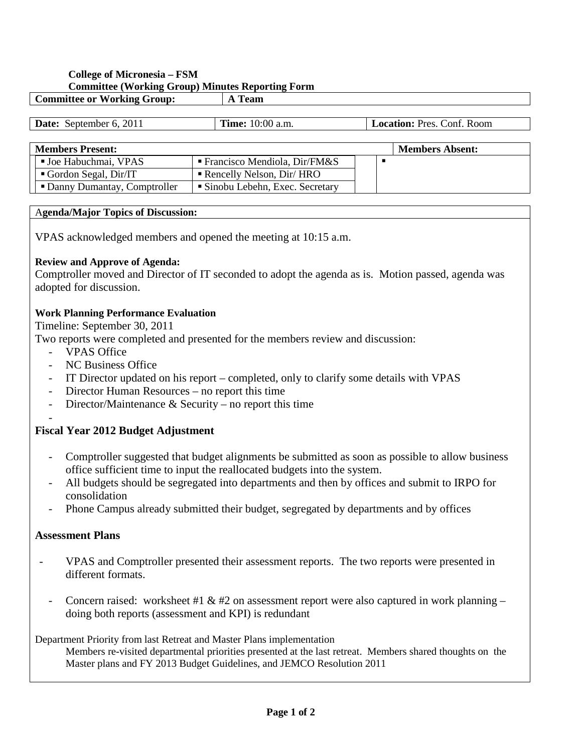**College of Micronesia – FSM**
**Committee (Working Group) Minutes Reporting Form**

| **Committee or Working Group:** | **A Team** |
|---|---|

| **Date:** September 6, 2011 | **Time:** 10:00 a.m. | **Location:** Pres. Conf. Room |
|---|---|---|

| **Members Present:** | | **Members Absent:** |
|---|---|---|
| ▪ Joe Habuchmai, VPAS | ▪ Francisco Mendiola, Dir/FM&S | ▪ |
| ▪ Gordon Segal, Dir/IT | ▪ Rencelly Nelson, Dir/ HRO | |
| ▪ Danny Dumantay, Comptroller | ▪ Sinobu Lebehn, Exec. Secretary | |

**Agenda/Major Topics of Discussion:**

VPAS acknowledged members and opened the meeting at 10:15 a.m.

**Review and Approve of Agenda:**
Comptroller moved and Director of IT seconded to adopt the agenda as is. Motion passed, agenda was adopted for discussion.

**Work Planning Performance Evaluation**
Timeline: September 30, 2011
Two reports were completed and presented for the members review and discussion:

- VPAS Office
- NC Business Office
- IT Director updated on his report – completed, only to clarify some details with VPAS
- Director Human Resources – no report this time
- Director/Maintenance & Security – no report this time
-

**Fiscal Year 2012 Budget Adjustment**

- Comptroller suggested that budget alignments be submitted as soon as possible to allow business office sufficient time to input the reallocated budgets into the system.
- All budgets should be segregated into departments and then by offices and submit to IRPO for consolidation
- Phone Campus already submitted their budget, segregated by departments and by offices

**Assessment Plans**

- VPAS and Comptroller presented their assessment reports. The two reports were presented in different formats.
- Concern raised: worksheet #1 & #2 on assessment report were also captured in work planning – doing both reports (assessment and KPI) is redundant

Department Priority from last Retreat and Master Plans implementation

Members re-visited departmental priorities presented at the last retreat. Members shared thoughts on the Master plans and FY 2013 Budget Guidelines, and JEMCO Resolution 2011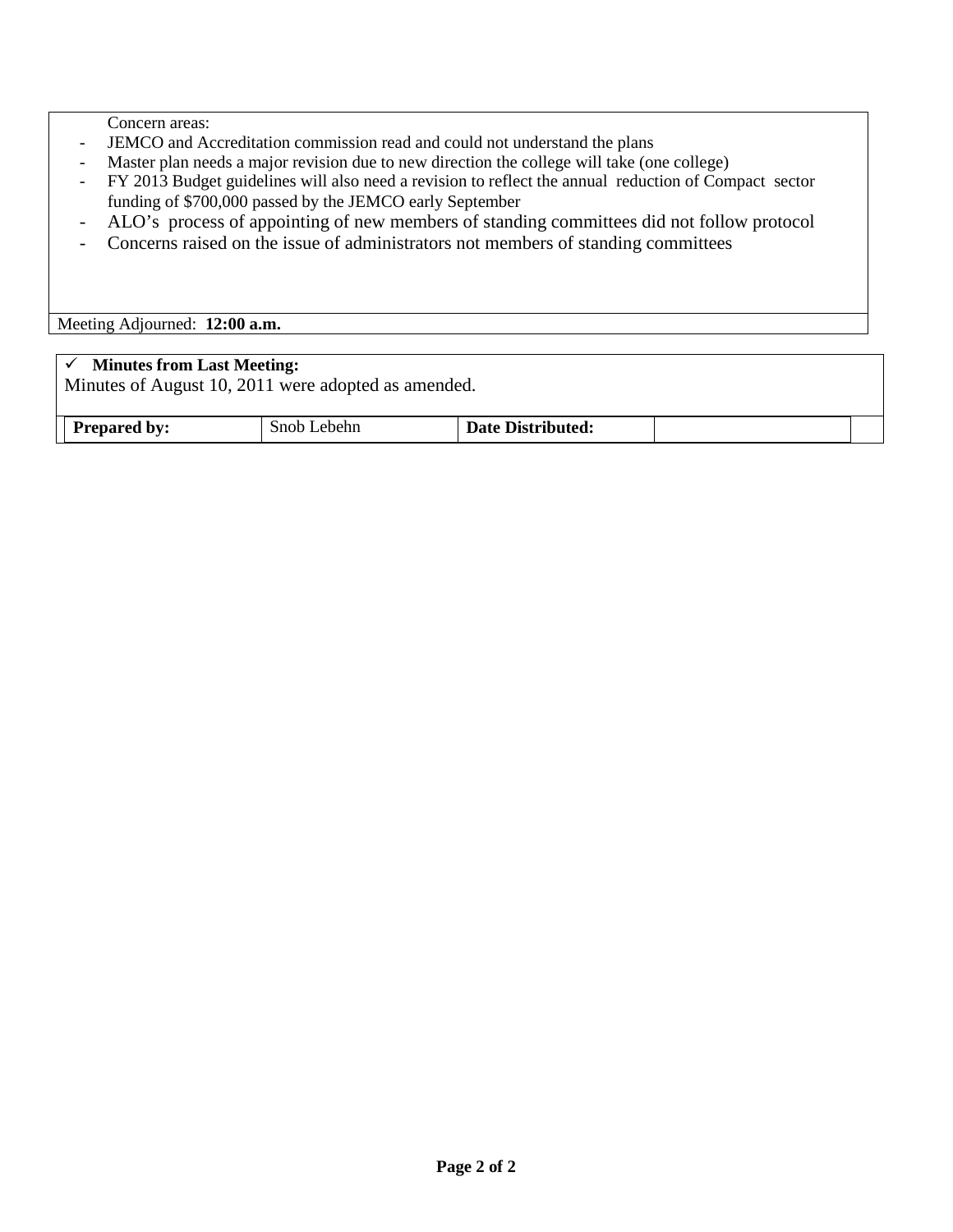Concern areas:

- JEMCO and Accreditation commission read and could not understand the plans
- Master plan needs a major revision due to new direction the college will take (one college)
- FY 2013 Budget guidelines will also need a revision to reflect the annual reduction of Compact sector funding of $700,000 passed by the JEMCO early September
- ALO's process of appointing of new members of standing committees did not follow protocol
- Concerns raised on the issue of administrators not members of standing committees

Meeting Adjourned: **12:00 a.m.**

✓ **Minutes from Last Meeting:**

Minutes of August 10, 2011 were adopted as amended.

| | | | |
|---|---|---|---|
| **Prepared by:** | Snob Lebehn | **Date Distributed:** | |